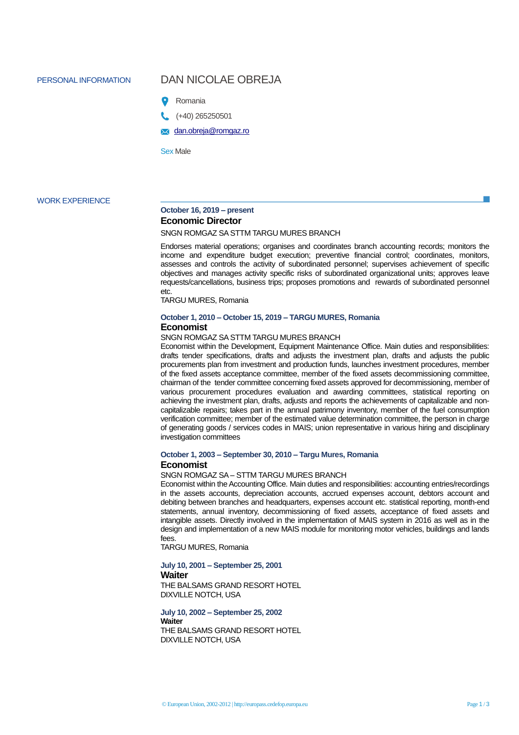## PERSONAL INFORMATION

# DAN NICOLAE OBREJA

Romania

(+40) 265250501

dan.obreja@romgaz.ro

Sex Male

## WORK EXPERIENCE

**October 16, 2019 – present**

### Economic Director

SNGN ROMGAZ SA STTM TARGU MURES BRANCH

Endorses material operations; organises and coordinates branch accounting records; monitors the income and expenditure budget execution; preventive financial control; coordinates, monitors, assesses and controls the activity of subordinated personnel; supervises achievement of specific objectives and manages activity specific risks of subordinated organizational units; approves leave requests/cancellations, business trips; proposes promotions and rewards of subordinated personnel etc.

TARGU MURES, Romania

**October 1, 2010 – October 15, 2019 – TARGU MURES, Romania**

### Economist

SNGN ROMGAZ SA STTM TARGU MURES BRANCH

Economist within the Development, Equipment Maintenance Office. Main duties and responsibilities: drafts tender specifications, drafts and adjusts the investment plan, drafts and adjusts the public procurements plan from investment and production funds, launches investment procedures, member of the fixed assets acceptance committee, member of the fixed assets decommissioning committee, chairman of the tender committee concerning fixed assets approved for decommissioning, member of various procurement procedures evaluation and awarding committees, statistical reporting on achieving the investment plan, drafts, adjusts and reports the achievements of capitalizable and non-capitalizable repairs; takes part in the annual patrimony inventory, member of the fuel consumption verification committee; member of the estimated value determination committee, the person in charge of generating goods / services codes in MAIS; union representative in various hiring and disciplinary investigation committees

**October 1, 2003 – September 30, 2010 – Targu Mures, Romania**

### Economist

SNGN ROMGAZ SA – STTM TARGU MURES BRANCH

Economist within the Accounting Office. Main duties and responsibilities: accounting entries/recordings in the assets accounts, depreciation accounts, accrued expenses account, debtors account and debiting between branches and headquarters, expenses account etc. statistical reporting, month-end statements, annual inventory, decommissioning of fixed assets, acceptance of fixed assets and intangible assets. Directly involved in the implementation of MAIS system in 2016 as well as in the design and implementation of a new MAIS module for monitoring motor vehicles, buildings and lands fees.

TARGU MURES, Romania

**July 10, 2001 – September 25, 2001**

### Waiter

THE BALSAMS GRAND RESORT HOTEL

DIXVILLE NOTCH, USA

**July 10, 2002 – September 25, 2002**

**Waiter**

THE BALSAMS GRAND RESORT HOTEL

DIXVILLE NOTCH, USA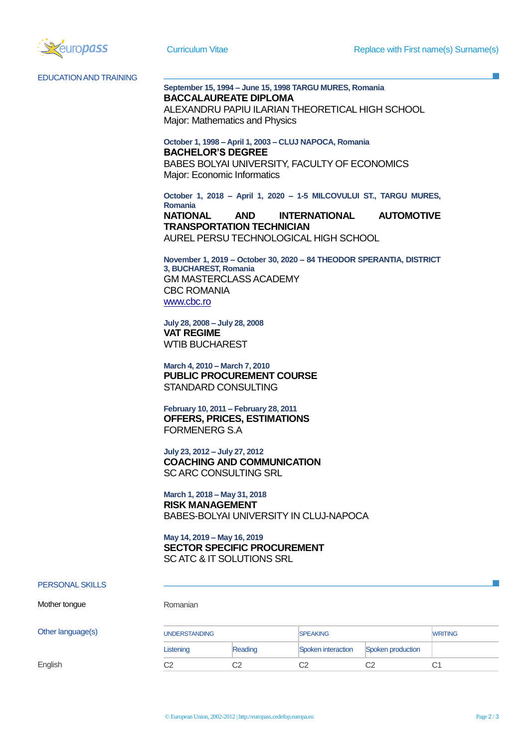## EDUCATION AND TRAINING

**September 15, 1994 – June 15, 1998 TARGU MURES, Romania**
**BACCALAUREATE DIPLOMA**
ALEXANDRU PAPIU ILARIAN THEORETICAL HIGH SCHOOL
Major: Mathematics and Physics

**October 1, 1998 – April 1, 2003 – CLUJ NAPOCA, Romania**
**BACHELOR'S DEGREE**
BABES BOLYAI UNIVERSITY, FACULTY OF ECONOMICS
Major: Economic Informatics

**October 1, 2018 – April 1, 2020 – 1-5 MILCOVULUI ST., TARGU MURES, Romania**
**NATIONAL AND INTERNATIONAL AUTOMOTIVE TRANSPORTATION TECHNICIAN**
AUREL PERSU TECHNOLOGICAL HIGH SCHOOL

**November 1, 2019 – October 30, 2020 – 84 THEODOR SPERANTIA, DISTRICT 3, BUCHAREST, Romania**
GM MASTERCLASS ACADEMY
CBC ROMANIA
www.cbc.ro

**July 28, 2008 – July 28, 2008**
**VAT REGIME**
WTIB BUCHAREST

**March 4, 2010 – March 7, 2010**
**PUBLIC PROCUREMENT COURSE**
STANDARD CONSULTING

**February 10, 2011 – February 28, 2011**
**OFFERS, PRICES, ESTIMATIONS**
FORMENERG S.A

**July 23, 2012 – July 27, 2012**
**COACHING AND COMMUNICATION**
SC ARC CONSULTING SRL

**March 1, 2018 – May 31, 2018**
**RISK MANAGEMENT**
BABES-BOLYAI UNIVERSITY IN CLUJ-NAPOCA

**May 14, 2019 – May 16, 2019**
**SECTOR SPECIFIC PROCUREMENT**
SC ATC & IT SOLUTIONS SRL

## PERSONAL SKILLS

Mother tongue: Romanian

Other language(s)

| | UNDERSTANDING | | SPEAKING | | WRITING |
|---|---|---|---|---|---|
| | Listening | Reading | Spoken interaction | Spoken production | |
| English | C2 | C2 | C2 | C2 | C1 |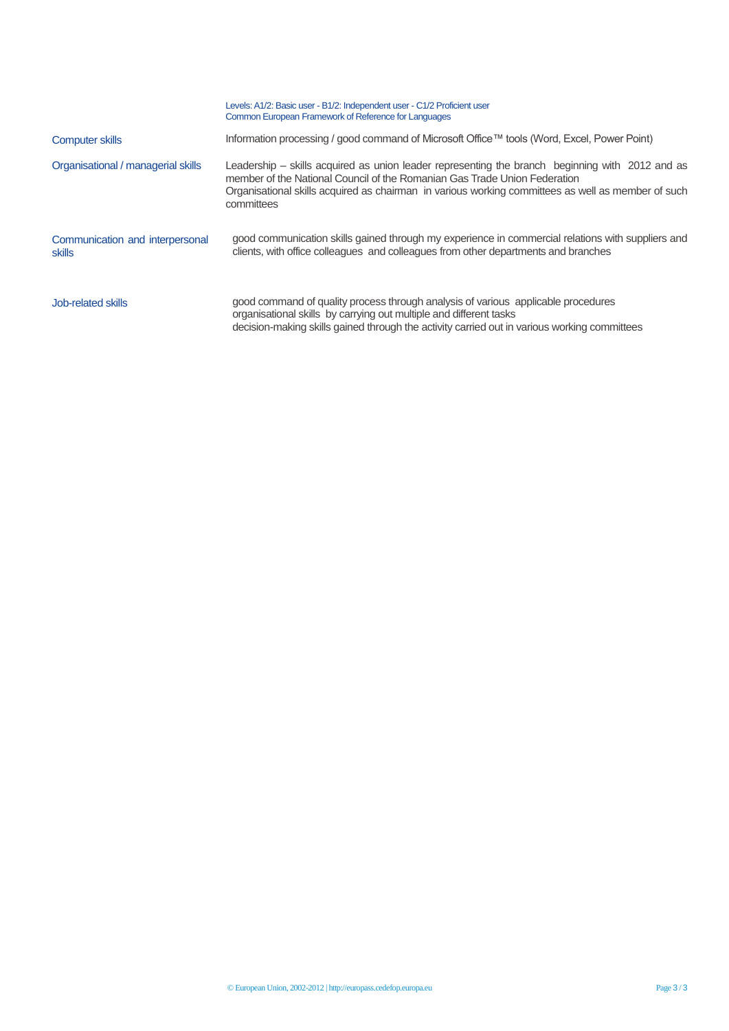Levels: A1/2: Basic user - B1/2: Independent user - C1/2 Proficient user
Common European Framework of Reference for Languages

| | |
|---|---|
| Computer skills | Information processing / good command of Microsoft Office™ tools (Word, Excel, Power Point) |
| Organisational / managerial skills | Leadership – skills acquired as union leader representing the branch beginning with 2012 and as member of the National Council of the Romanian Gas Trade Union Federation<br>Organisational skills acquired as chairman in various working committees as well as member of such committees |
| Communication and interpersonal skills | good communication skills gained through my experience in commercial relations with suppliers and clients, with office colleagues and colleagues from other departments and branches |
| Job-related skills | good command of quality process through analysis of various applicable procedures<br>organisational skills by carrying out multiple and different tasks<br>decision-making skills gained through the activity carried out in various working committees |

© European Union, 2002-2012 | http://europass.cedefop.europa.eu